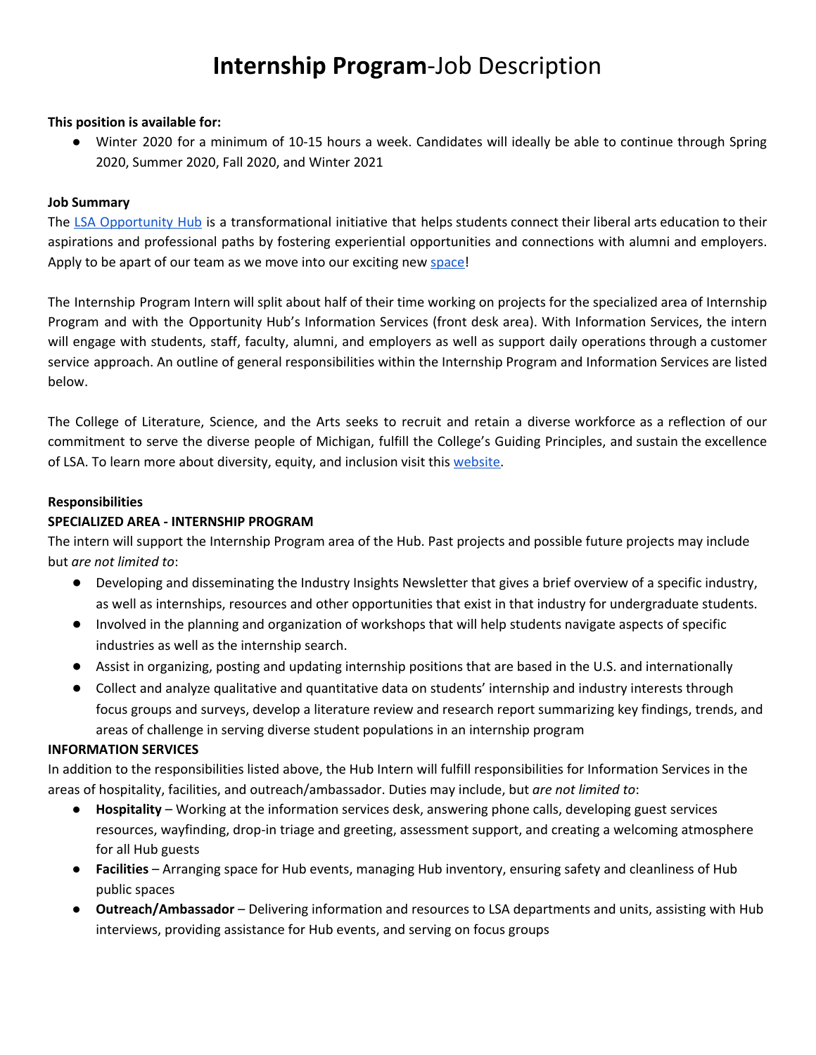# **Internship Program**-Job Description

**This position is available for:**

- Winter 2020 for a minimum of 10-15 hours a week. Candidates will ideally be able to continue through Spring 2020, Summer 2020, Fall 2020, and Winter 2021

**Job Summary**

The [LSA Opportunity Hub](#) is a transformational initiative that helps students connect their liberal arts education to their aspirations and professional paths by fostering experiential opportunities and connections with alumni and employers. Apply to be apart of our team as we move into our exciting new [space](#)!

The Internship Program Intern will split about half of their time working on projects for the specialized area of Internship Program and with the Opportunity Hub's Information Services (front desk area). With Information Services, the intern will engage with students, staff, faculty, alumni, and employers as well as support daily operations through a customer service approach. An outline of general responsibilities within the Internship Program and Information Services are listed below.

The College of Literature, Science, and the Arts seeks to recruit and retain a diverse workforce as a reflection of our commitment to serve the diverse people of Michigan, fulfill the College's Guiding Principles, and sustain the excellence of LSA. To learn more about diversity, equity, and inclusion visit this [website](#).

**Responsibilities**

**SPECIALIZED AREA - INTERNSHIP PROGRAM**

The intern will support the Internship Program area of the Hub. Past projects and possible future projects may include but *are not limited to*:

- Developing and disseminating the Industry Insights Newsletter that gives a brief overview of a specific industry, as well as internships, resources and other opportunities that exist in that industry for undergraduate students.
- Involved in the planning and organization of workshops that will help students navigate aspects of specific industries as well as the internship search.
- Assist in organizing, posting and updating internship positions that are based in the U.S. and internationally
- Collect and analyze qualitative and quantitative data on students' internship and industry interests through focus groups and surveys, develop a literature review and research report summarizing key findings, trends, and areas of challenge in serving diverse student populations in an internship program

**INFORMATION SERVICES**

In addition to the responsibilities listed above, the Hub Intern will fulfill responsibilities for Information Services in the areas of hospitality, facilities, and outreach/ambassador. Duties may include, but *are not limited to*:

- **Hospitality** – Working at the information services desk, answering phone calls, developing guest services resources, wayfinding, drop-in triage and greeting, assessment support, and creating a welcoming atmosphere for all Hub guests
- **Facilities** – Arranging space for Hub events, managing Hub inventory, ensuring safety and cleanliness of Hub public spaces
- **Outreach/Ambassador** – Delivering information and resources to LSA departments and units, assisting with Hub interviews, providing assistance for Hub events, and serving on focus groups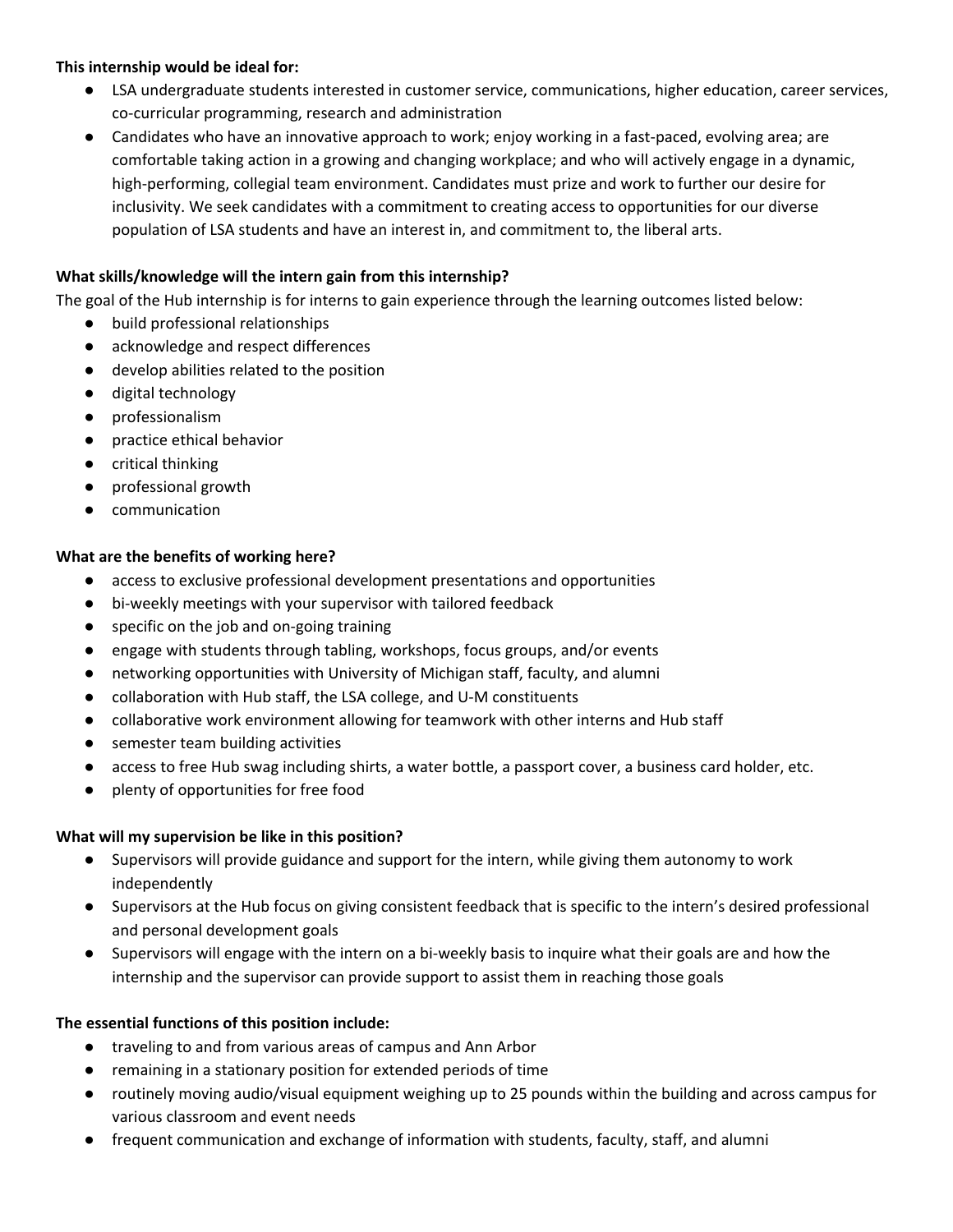**This internship would be ideal for:**

- LSA undergraduate students interested in customer service, communications, higher education, career services, co-curricular programming, research and administration
- Candidates who have an innovative approach to work; enjoy working in a fast-paced, evolving area; are comfortable taking action in a growing and changing workplace; and who will actively engage in a dynamic, high-performing, collegial team environment. Candidates must prize and work to further our desire for inclusivity. We seek candidates with a commitment to creating access to opportunities for our diverse population of LSA students and have an interest in, and commitment to, the liberal arts.

**What skills/knowledge will the intern gain from this internship?**

The goal of the Hub internship is for interns to gain experience through the learning outcomes listed below:

- build professional relationships
- acknowledge and respect differences
- develop abilities related to the position
- digital technology
- professionalism
- practice ethical behavior
- critical thinking
- professional growth
- communication

**What are the benefits of working here?**

- access to exclusive professional development presentations and opportunities
- bi-weekly meetings with your supervisor with tailored feedback
- specific on the job and on-going training
- engage with students through tabling, workshops, focus groups, and/or events
- networking opportunities with University of Michigan staff, faculty, and alumni
- collaboration with Hub staff, the LSA college, and U-M constituents
- collaborative work environment allowing for teamwork with other interns and Hub staff
- semester team building activities
- access to free Hub swag including shirts, a water bottle, a passport cover, a business card holder, etc.
- plenty of opportunities for free food

**What will my supervision be like in this position?**

- Supervisors will provide guidance and support for the intern, while giving them autonomy to work independently
- Supervisors at the Hub focus on giving consistent feedback that is specific to the intern's desired professional and personal development goals
- Supervisors will engage with the intern on a bi-weekly basis to inquire what their goals are and how the internship and the supervisor can provide support to assist them in reaching those goals

**The essential functions of this position include:**

- traveling to and from various areas of campus and Ann Arbor
- remaining in a stationary position for extended periods of time
- routinely moving audio/visual equipment weighing up to 25 pounds within the building and across campus for various classroom and event needs
- frequent communication and exchange of information with students, faculty, staff, and alumni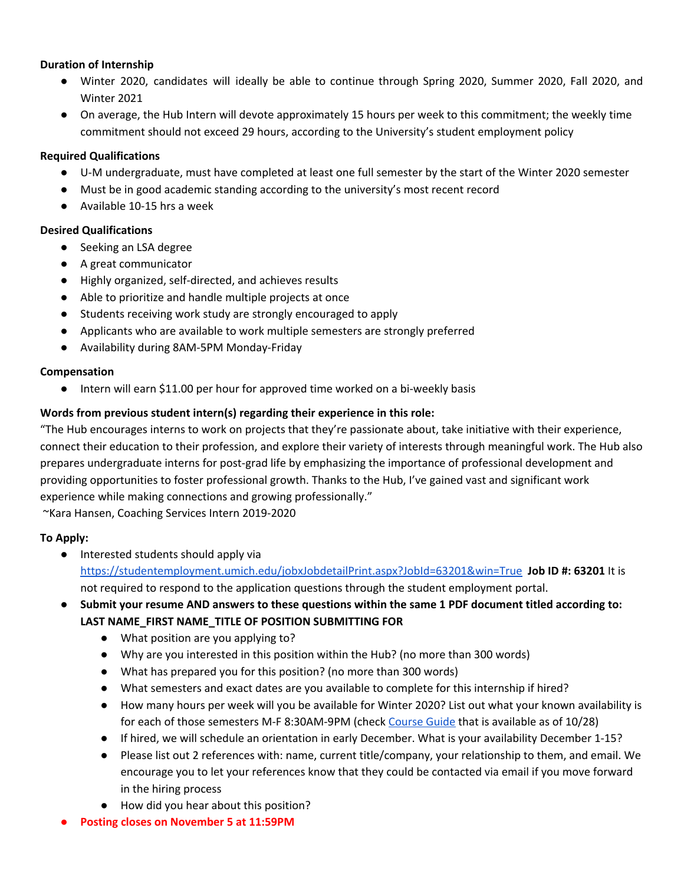**Duration of Internship**

- Winter 2020, candidates will ideally be able to continue through Spring 2020, Summer 2020, Fall 2020, and Winter 2021
- On average, the Hub Intern will devote approximately 15 hours per week to this commitment; the weekly time commitment should not exceed 29 hours, according to the University's student employment policy

**Required Qualifications**

- U-M undergraduate, must have completed at least one full semester by the start of the Winter 2020 semester
- Must be in good academic standing according to the university's most recent record
- Available 10-15 hrs a week

**Desired Qualifications**

- Seeking an LSA degree
- A great communicator
- Highly organized, self-directed, and achieves results
- Able to prioritize and handle multiple projects at once
- Students receiving work study are strongly encouraged to apply
- Applicants who are available to work multiple semesters are strongly preferred
- Availability during 8AM-5PM Monday-Friday

**Compensation**

- Intern will earn $11.00 per hour for approved time worked on a bi-weekly basis

**Words from previous student intern(s) regarding their experience in this role:**

"The Hub encourages interns to work on projects that they're passionate about, take initiative with their experience, connect their education to their profession, and explore their variety of interests through meaningful work. The Hub also prepares undergraduate interns for post-grad life by emphasizing the importance of professional development and providing opportunities to foster professional growth. Thanks to the Hub, I've gained vast and significant work experience while making connections and growing professionally."

~Kara Hansen, Coaching Services Intern 2019-2020

**To Apply:**

- Interested students should apply via [https://studentemployment.umich.edu/jobxJobdetailPrint.aspx?JobId=63201&win=True](https://studentemployment.umich.edu/jobxJobdetailPrint.aspx?JobId=63201&win=True) **Job ID #: 63201** It is not required to respond to the application questions through the student employment portal.
- **Submit your resume AND answers to these questions within the same 1 PDF document titled according to: LAST NAME_FIRST NAME_TITLE OF POSITION SUBMITTING FOR**
  - What position are you applying to?
  - Why are you interested in this position within the Hub? (no more than 300 words)
  - What has prepared you for this position? (no more than 300 words)
  - What semesters and exact dates are you available to complete for this internship if hired?
  - How many hours per week will you be available for Winter 2020? List out what your known availability is for each of those semesters M-F 8:30AM-9PM (check [Course Guide](Course Guide) that is available as of 10/28)
  - If hired, we will schedule an orientation in early December. What is your availability December 1-15?
  - Please list out 2 references with: name, current title/company, your relationship to them, and email. We encourage you to let your references know that they could be contacted via email if you move forward in the hiring process
  - How did you hear about this position?
- **Posting closes on November 5 at 11:59PM**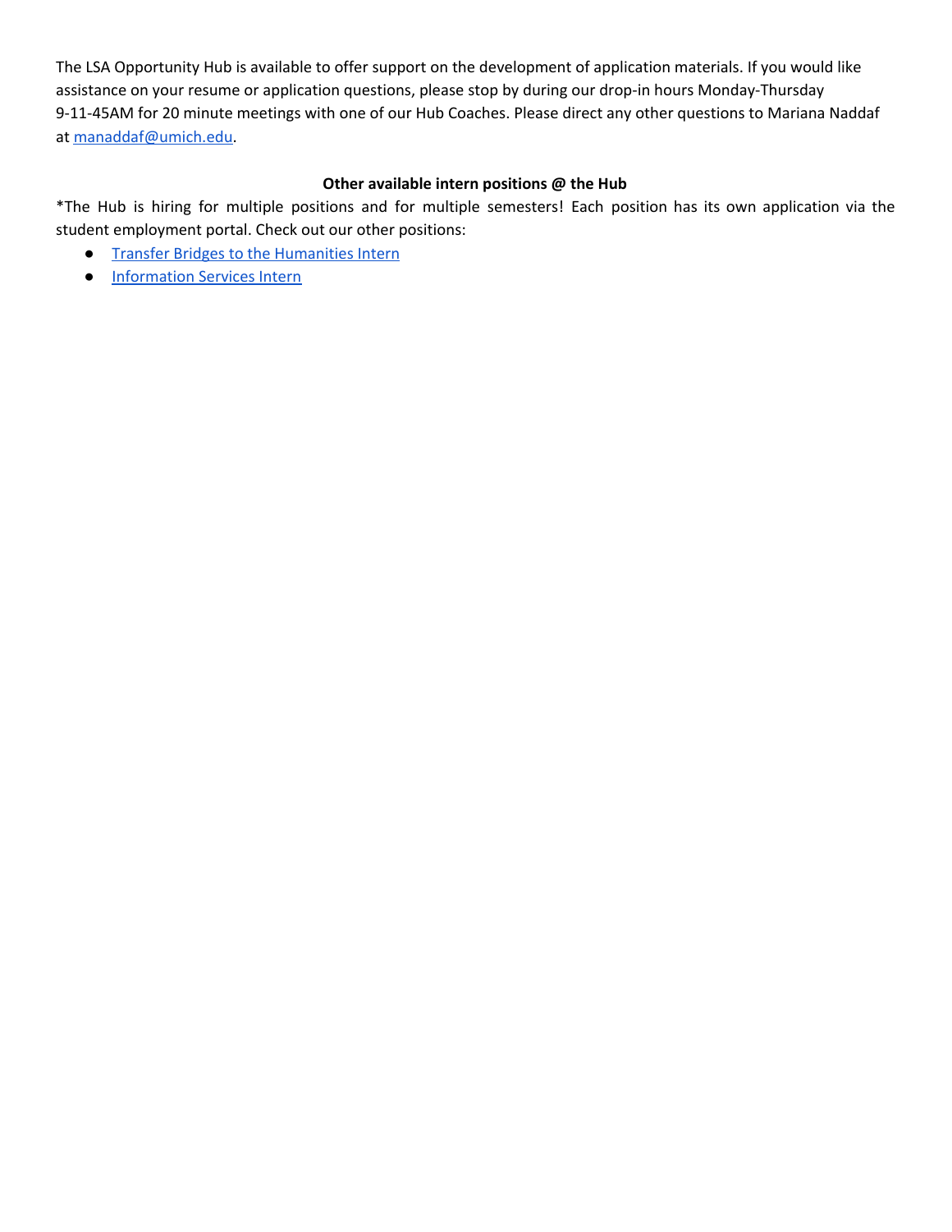The LSA Opportunity Hub is available to offer support on the development of application materials. If you would like assistance on your resume or application questions, please stop by during our drop-in hours Monday-Thursday 9-11-45AM for 20 minute meetings with one of our Hub Coaches. Please direct any other questions to Mariana Naddaf at manaddaf@umich.edu.

**Other available intern positions @ the Hub**

*The Hub is hiring for multiple positions and for multiple semesters! Each position has its own application via the student employment portal. Check out our other positions:

- Transfer Bridges to the Humanities Intern
- Information Services Intern